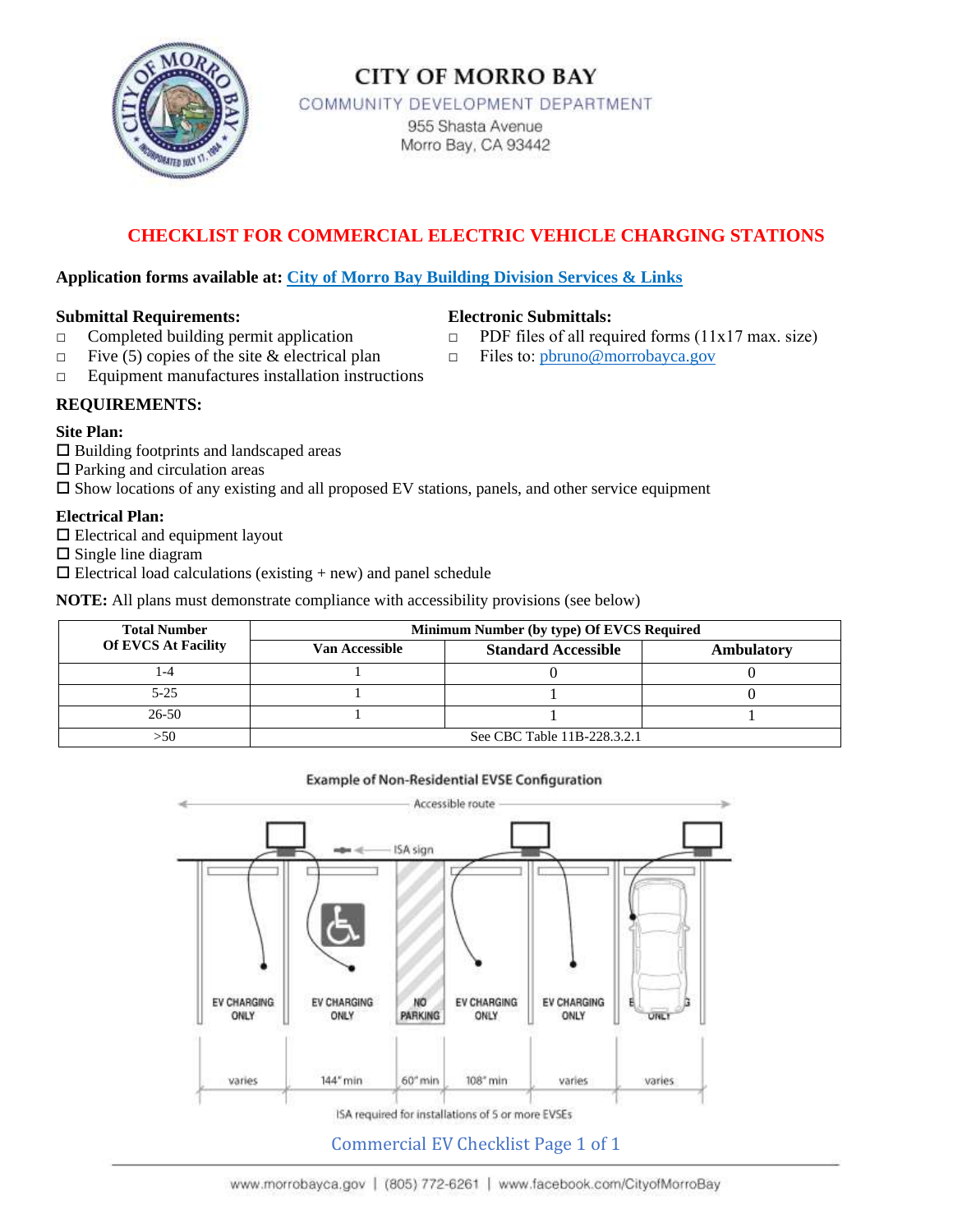# CITY OF MORRO BAY

COMMUNITY DEVELOPMENT DEPARTMENT

955 Shasta Avenue
Morro Bay, CA 93442

## CHECKLIST FOR COMMERCIAL ELECTRIC VEHICLE CHARGING STATIONS

**Application forms available at:** City of Morro Bay Building Division Services & Links

**Submittal Requirements:**

- ☐ Completed building permit application
- ☐ Five (5) copies of the site & electrical plan
- ☐ Equipment manufactures installation instructions

**Electronic Submittals:**

- ☐ PDF files of all required forms (11x17 max. size)
- ☐ Files to: pbruno@morrobayca.gov

### REQUIREMENTS:

**Site Plan:**

- ☐ Building footprints and landscaped areas
- ☐ Parking and circulation areas
- ☐ Show locations of any existing and all proposed EV stations, panels, and other service equipment

**Electrical Plan:**

- ☐ Electrical and equipment layout
- ☐ Single line diagram
- ☐ Electrical load calculations (existing + new) and panel schedule

**NOTE:** All plans must demonstrate compliance with accessibility provisions (see below)

| Total Number Of EVCS At Facility | Minimum Number (by type) Of EVCS Required | | |
|---|---|---|---|
| | Van Accessible | Standard Accessible | Ambulatory |
| 1-4 | 1 | 0 | 0 |
| 5-25 | 1 | 1 | 0 |
| 26-50 | 1 | 1 | 1 |
| >50 | See CBC Table 11B-228.3.2.1 | | |

Example of Non-Residential EVSE Configuration

ISA required for installations of 5 or more EVSEs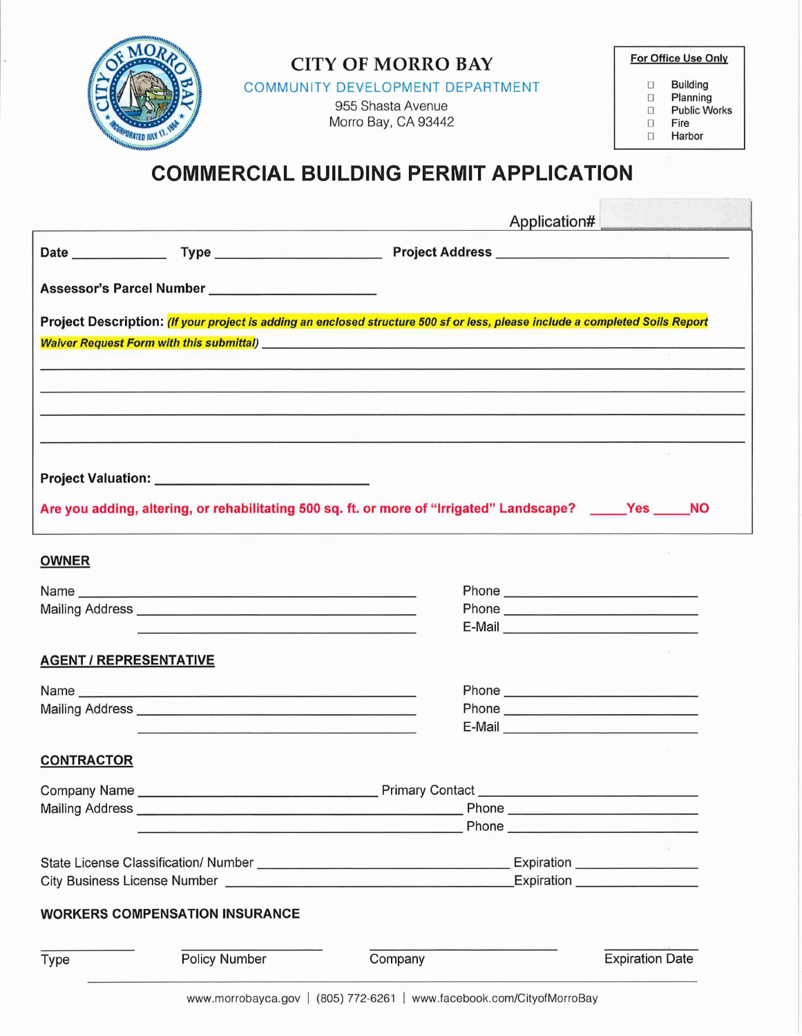# CITY OF MORRO BAY

COMMUNITY DEVELOPMENT DEPARTMENT

955 Shasta Avenue
Morro Bay, CA 93442

**For Office Use Only**

- ☐ Building
- ☐ Planning
- ☐ Public Works
- ☐ Fire
- ☐ Harbor

# COMMERCIAL BUILDING PERMIT APPLICATION

Application# ____________

**Date** ____________ **Type** ____________________ **Project Address** ____________________________

**Assessor's Parcel Number** ____________________

**Project Description:** ***(If your project is adding an enclosed structure 500 sf or less, please include a completed Soils Report Waiver Request Form with this submittal)*** ____________________________

______________________________________________________________________

______________________________________________________________________

______________________________________________________________________

______________________________________________________________________

**Project Valuation:** ________________________

**Are you adding, altering, or rehabilitating 500 sq. ft. or more of "Irrigated" Landscape? _____Yes _____NO**

## OWNER

Name ________________________________________ Phone ______________________

Mailing Address ________________________________ Phone ______________________

________________________________ E-Mail ______________________

## AGENT / REPRESENTATIVE

Name ________________________________________ Phone ______________________

Mailing Address ________________________________ Phone ______________________

________________________________ E-Mail ______________________

## CONTRACTOR

Company Name ____________________________ Primary Contact ______________________

Mailing Address ________________________________ Phone ______________________

________________________________ Phone ______________________

State License Classification/ Number ____________________________ Expiration ______________

City Business License Number ____________________________ Expiration ______________

**WORKERS COMPENSATION INSURANCE**

| Type | Policy Number | Company | Expiration Date |
|---|---|---|---|
| ____________ | ____________ | ____________ | ____________ |

www.morrobayca.gov | (805) 772-6261 | www.facebook.com/CityofMorroBay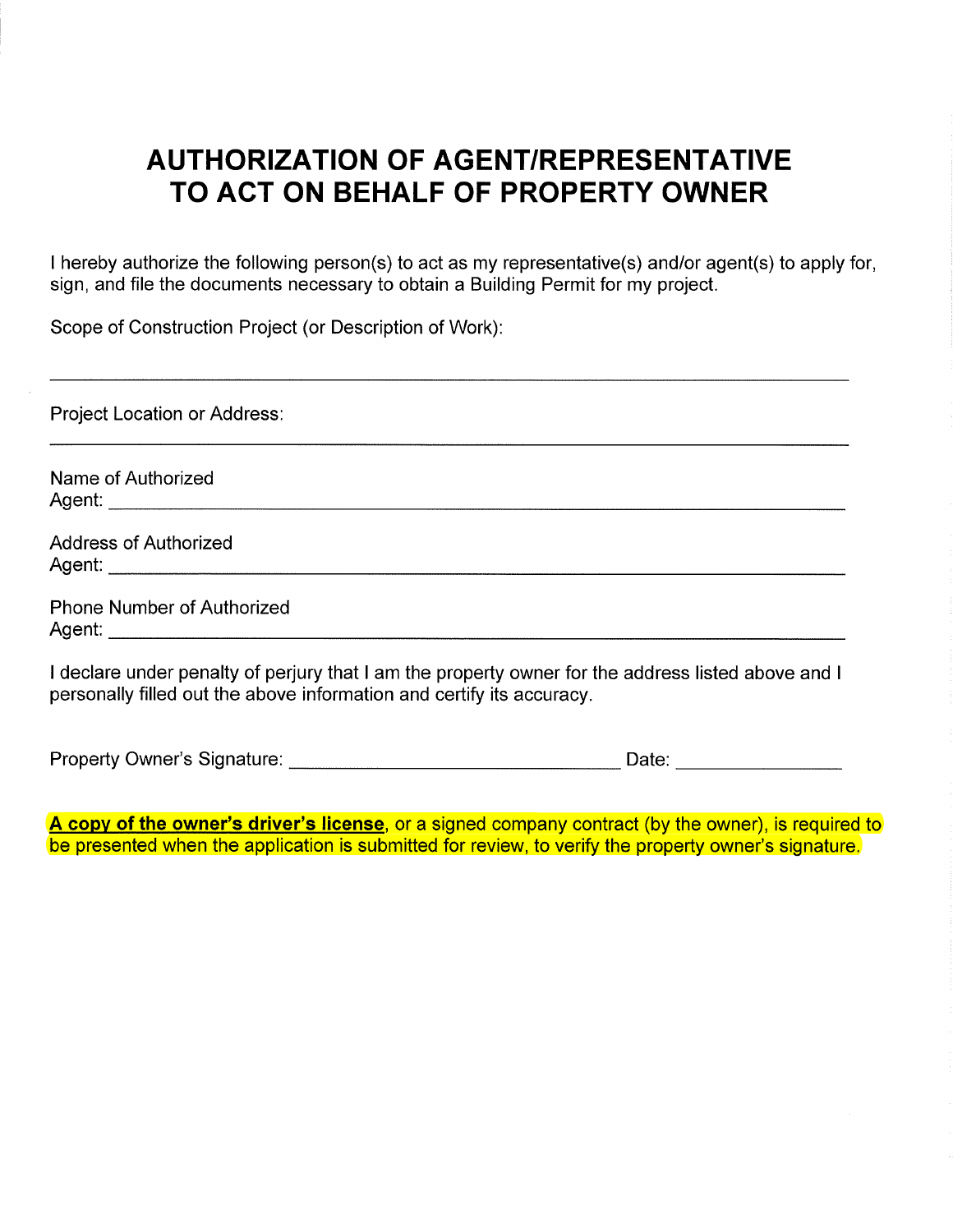# AUTHORIZATION OF AGENT/REPRESENTATIVE TO ACT ON BEHALF OF PROPERTY OWNER

I hereby authorize the following person(s) to act as my representative(s) and/or agent(s) to apply for, sign, and file the documents necessary to obtain a Building Permit for my project.

Scope of Construction Project (or Description of Work):

______________________________________________________________________________

Project Location or Address:

______________________________________________________________________________

Name of Authorized Agent: ______________________________________________________________________________

Address of Authorized Agent: ______________________________________________________________________________

Phone Number of Authorized Agent: ______________________________________________________________________________

I declare under penalty of perjury that I am the property owner for the address listed above and I personally filled out the above information and certify its accuracy.

Property Owner's Signature: ________________________________ Date: ________________

**A copy of the owner's driver's license**, or a signed company contract (by the owner), is required to be presented when the application is submitted for review, to verify the property owner's signature.